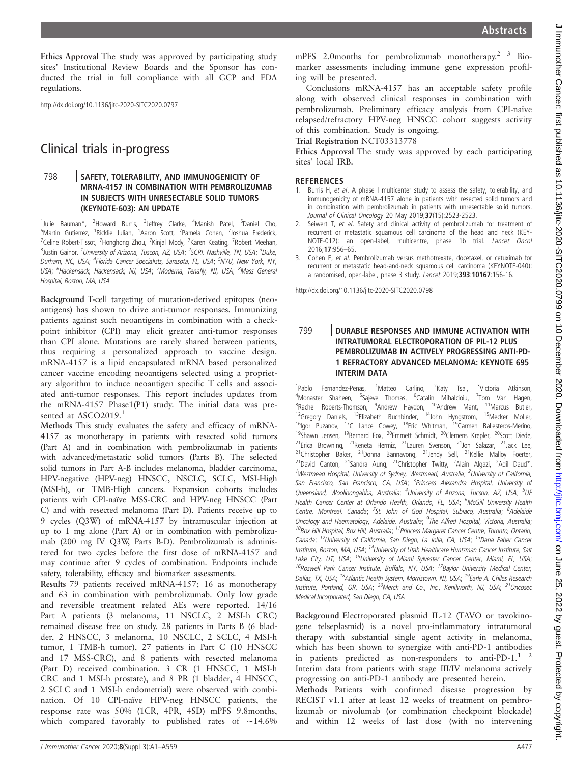**Ethics Approval** The study was approved by participating study sites' Institutional Review Boards and the Sponsor has conducted the trial in full compliance with all GCP and FDA regulations.

http://dx.doi.org/10.1136/jitc-2020-SITC2020.0797

# Clinical trials in-progress

## 798 SAFETY, TOLERABILITY, AND IMMUNOGENICITY OF MRNA-4157 IN COMBINATION WITH PEMBROLIZUMAB IN SUBJECTS WITH UNRESECTABLE SOLID TUMORS (KEYNOTE-603): AN UPDATE

[1]Julie Bauman*, [2]Howard Burris, [3]Jeffrey Clarke, [4]Manish Patel, [5]Daniel Cho, [6]Martin Gutierrez, [1]Ricklie Julian, [1]Aaron Scott, [7]Pamela Cohen, [7]Joshua Frederick, [7]Celine Robert-Tissot, [7]Honghong Zhou, [7]Kinjal Mody, [7]Karen Keating, [7]Robert Meehan, [8]Justin Gainor. [1]*University of Arizona, Tuscon, AZ, USA*; [2]*SCRI, Nashville, TN, USA*; [3]*Duke, Durham, NC, USA*; [4]*Florida Cancer Specialists, Sarasota, FL, USA*; [5]*NYU, New York, NY, USA*; [6]*Hackensack, Hackensack, NJ, USA*; [7]*Moderna, Tenafly, NJ, USA*; [8]*Mass General Hospital, Boston, MA, USA*

**Background** T-cell targeting of mutation-derived epitopes (neoantigens) has shown to drive anti-tumor responses. Immunizing patients against such neoantigens in combination with a checkpoint inhibitor (CPI) may elicit greater anti-tumor responses than CPI alone. Mutations are rarely shared between patients, thus requiring a personalized approach to vaccine design. mRNA-4157 is a lipid encapsulated mRNA based personalized cancer vaccine encoding neoantigens selected using a proprietary algorithm to induce neoantigen specific T cells and associated anti-tumor responses. This report includes updates from the mRNA-4157 Phase1(P1) study. The initial data was presented at ASCO2019.[1]

**Methods** This study evaluates the safety and efficacy of mRNA-4157 as monotherapy in patients with resected solid tumors (Part A) and in combination with pembrolizumab in patients with advanced/metastatic solid tumors (Parts B). The selected solid tumors in Part A-B includes melanoma, bladder carcinoma, HPV-negative (HPV-neg) HNSCC, NSCLC, SCLC, MSI-High (MSI-h), or TMB-High cancers. Expansion cohorts includes patients with CPI-naïve MSS-CRC and HPV-neg HNSCC (Part C) and with resected melanoma (Part D). Patients receive up to 9 cycles (Q3W) of mRNA-4157 by intramuscular injection at up to 1 mg alone (Part A) or in combination with pembrolizumab (200 mg IV Q3W, Parts B-D). Pembrolizumab is administered for two cycles before the first dose of mRNA-4157 and may continue after 9 cycles of combination. Endpoints include safety, tolerability, efficacy and biomarker assessments.

**Results** 79 patients received mRNA-4157; 16 as monotherapy and 63 in combination with pembrolizumab. Only low grade and reversible treatment related AEs were reported. 14/16 Part A patients (3 melanoma, 11 NSCLC, 2 MSI-h CRC) remained disease free on study. 28 patients in Parts B (6 bladder, 2 HNSCC, 3 melanoma, 10 NSCLC, 2 SCLC, 4 MSI-h tumor, 1 TMB-h tumor), 27 patients in Part C (10 HNSCC and 17 MSS-CRC), and 8 patients with resected melanoma (Part D) received combination. 3 CR (1 HNSCC, 1 MSI-h CRC and 1 MSI-h prostate), and 8 PR (1 bladder, 4 HNSCC, 2 SCLC and 1 MSI-h endometrial) were observed with combination. Of 10 CPI-naïve HPV-neg HNSCC patients, the response rate was 50% (1CR, 4PR, 4SD) mPFS 9.8months, which compared favorably to published rates of ~14.6% mPFS 2.0months for pembrolizumab monotherapy.[2,3] Biomarker assessments including immune gene expression profiling will be presented.

**Conclusions** mRNA-4157 has an acceptable safety profile along with observed clinical responses in combination with pembrolizumab. Preliminary efficacy analysis from CPI-naïve relapsed/refractory HPV-neg HNSCC cohort suggests activity of this combination. Study is ongoing.

**Trial Registration** NCT03313778

**Ethics Approval** The study was approved by each participating sites' local IRB.

### REFERENCES

1. Burris H, *et al*. A phase I multicenter study to assess the safety, tolerability, and immunogenicity of mRNA-4157 alone in patients with resected solid tumors and in combination with pembrolizumab in patients with unresectable solid tumors. *Journal of Clinical Oncology* 20 May 2019;**37**(15):2523-2523.
2. Seiwert T, *et al*. Safety and clinical activity of pembrolizumab for treatment of recurrent or metastatic squamous cell carcinoma of the head and neck (KEYNOTE-012): an open-label, multicentre, phase 1b trial. *Lancet Oncol* 2016;**17**:956–65.
3. Cohen E, *et al*. Pembrolizumab versus methotrexate, docetaxel, or cetuximab for recurrent or metastatic head-and-neck squamous cell carcinoma (KEYNOTE-040): a randomised, open-label, phase 3 study. *Lancet* 2019;**393**:**10167**:156-16.

http://dx.doi.org/10.1136/jitc-2020-SITC2020.0798

## 799 DURABLE RESPONSES AND IMMUNE ACTIVATION WITH INTRATUMORAL ELECTROPORATION OF PIL-12 PLUS PEMBROLIZUMAB IN ACTIVELY PROGRESSING ANTI-PD-1 REFRACTORY ADVANCED MELANOMA: KEYNOTE 695 INTERIM DATA

[1]Pablo Fernandez-Penas, [1]Matteo Carlino, [2]Katy Tsai, [3]Victoria Atkinson, [4]Monaster Shaheen, [5]Sajeve Thomas, [6]Catalin Mihalcioiu, [7]Tom Van Hagen, [8]Rachel Roberts-Thomson, [9]Andrew Haydon, [10]Andrew Mant, [11]Marcus Butler, [12]Gregory Daniels, [13]Elizabeth Buchbinder, [14]John Hyngstrom, [15]Mecker Moller, [16]Igor Puzanov, [17]C Lance Cowey, [18]Eric Whitman, [19]Carmen Ballesteros-Merino, [19]Shawn Jensen, [19]Bernard Fox, [20]Emmett Schmidt, [20]Clemens Krepler, [20]Scott Diede, [21]Erica Browning, [21]Reneta Hermiz, [21]Lauren Svenson, [21]Jon Salazar, [21]Jack Lee, [21]Christopher Baker, [21]Donna Bannavong, [21]Jendy Sell, [21]Kellie Malloy Foerter, [21]David Canton, [21]Sandra Aung, [21]Christopher Twitty, [2]Alain Algazi, [2]Adil Daud*. [1]*Westmead Hospital, University of Sydney, Westmead, Australia*; [2]*University of California, San Francisco, San Francisco, CA, USA*; [3]*Princess Alexandra Hospital, University of Queensland, Woolloongabba, Australia*; [4]*University of Arizona, Tucson, AZ, USA*; [5]*UF Health Cancer Center at Orlando Health, Orlando, FL, USA*; [6]*McGill University Health Centre, Montreal, Canada*; [7]*St. John of God Hospital, Subiaco, Australia*; [8]*Adelaide Oncology and Haematology, Adelaide, Australia*; [9]*The Alfred Hospital, Victoria, Australia*; [10]*Box Hill Hospital, Box Hill, Australia*; [11]*Princess Margaret Cancer Centre, Toronto, Ontario, Canada*; [12]*University of California, San Diego, La Jolla, CA, USA*; [13]*Dana Faber Cancer Institute, Boston, MA, USA*; [14]*University of Utah Healthcare Huntsman Cancer Institute, Salt Lake City, UT, USA*; [15]*University of Miami Sylvester Cancer Center, Miami, FL, USA*; [16]*Roswell Park Cancer Institute, Buffalo, NY, USA*; [17]*Baylor University Medical Center, Dallas, TX, USA*; [18]*Atlantic Health System, Morristown, NJ, USA*; [19]*Earle A. Chiles Research Institute, Portland, OR, USA*; [20]*Merck and Co., Inc., Kenilworth, NJ, USA*; [21]*Oncosec Medical Incorporated, San Diego, CA, USA*

**Background** Electroporated plasmid IL-12 (TAVO or tavokinogene telseplasmid) is a novel pro-inflammatory intratumoral therapy with substantial single agent activity in melanoma, which has been shown to synergize with anti-PD-1 antibodies in patients predicted as non-responders to anti-PD-1.[1,2] Interim data from patients with stage III/IV melanoma actively progressing on anti-PD-1 antibody are presented herein.

**Methods** Patients with confirmed disease progression by RECIST v1.1 after at least 12 weeks of treatment on pembrolizumab or nivolumab (or combination checkpoint blockade) and within 12 weeks of last dose (with no intervening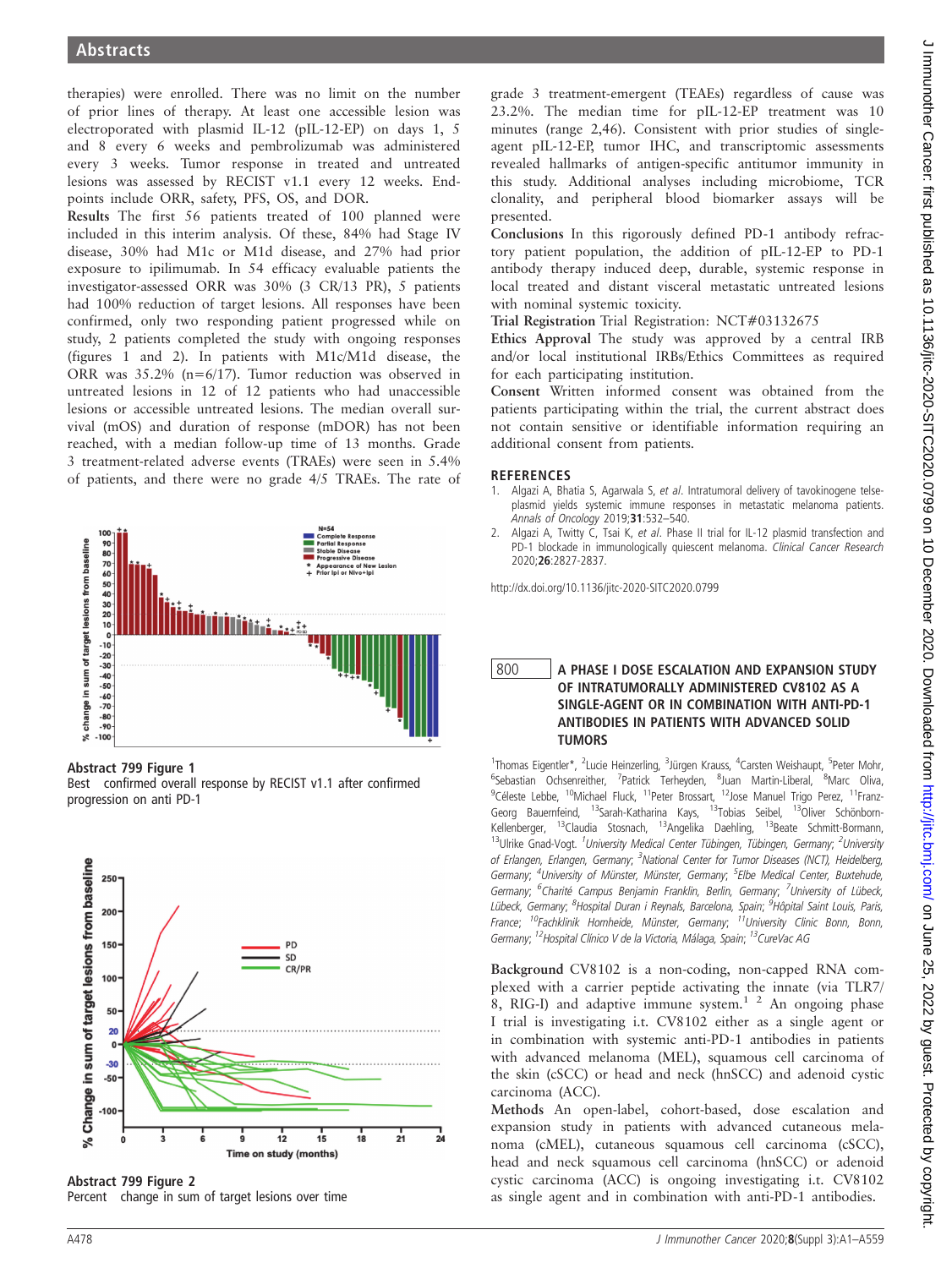therapies) were enrolled. There was no limit on the number of prior lines of therapy. At least one accessible lesion was electroporated with plasmid IL-12 (pIL-12-EP) on days 1, 5 and 8 every 6 weeks and pembrolizumab was administered every 3 weeks. Tumor response in treated and untreated lesions was assessed by RECIST v1.1 every 12 weeks. Endpoints include ORR, safety, PFS, OS, and DOR.

**Results** The first 56 patients treated of 100 planned were included in this interim analysis. Of these, 84% had Stage IV disease, 30% had M1c or M1d disease, and 27% had prior exposure to ipilimumab. In 54 efficacy evaluable patients the investigator-assessed ORR was 30% (3 CR/13 PR), 5 patients had 100% reduction of target lesions. All responses have been confirmed, only two responding patient progressed while on study, 2 patients completed the study with ongoing responses (figures 1 and 2). In patients with M1c/M1d disease, the ORR was 35.2% (n=6/17). Tumor reduction was observed in untreated lesions in 12 of 12 patients who had unaccessible lesions or accessible untreated lesions. The median overall survival (mOS) and duration of response (mDOR) has not been reached, with a median follow-up time of 13 months. Grade 3 treatment-related adverse events (TRAEs) were seen in 5.4% of patients, and there were no grade 4/5 TRAEs. The rate of grade 3 treatment-emergent (TEAEs) regardless of cause was 23.2%. The median time for pIL-12-EP treatment was 10 minutes (range 2,46). Consistent with prior studies of single-agent pIL-12-EP, tumor IHC, and transcriptomic assessments revealed hallmarks of antigen-specific antitumor immunity in this study. Additional analyses including microbiome, TCR clonality, and peripheral blood biomarker assays will be presented.

N=54
Complete Response
Partial Response
Stable Disease
Progressive Disease
* Appearance of New Lesion
+ Prior Ipi or Nivo+Ipi
% change in sum of target lesions from baseline

**Abstract 799 Figure 1**
Best confirmed overall response by RECIST v1.1 after confirmed progression on anti PD-1

PD
SD
CR/PR
% Change in sum of target lesions from baseline
Time on study (months)

**Abstract 799 Figure 2**
Percent change in sum of target lesions over time

**Conclusions** In this rigorously defined PD-1 antibody refractory patient population, the addition of pIL-12-EP to PD-1 antibody therapy induced deep, durable, systemic response in local treated and distant visceral metastatic untreated lesions with nominal systemic toxicity.

**Trial Registration** Trial Registration: NCT#03132675

**Ethics Approval** The study was approved by a central IRB and/or local institutional IRBs/Ethics Committees as required for each participating institution.

**Consent** Written informed consent was obtained from the patients participating within the trial, the current abstract does not contain sensitive or identifiable information requiring an additional consent from patients.

## REFERENCES

1. Algazi A, Bhatia S, Agarwala S, *et al*. Intratumoral delivery of tavokinogene telseplasmid yields systemic immune responses in metastatic melanoma patients. *Annals of Oncology* 2019;**31**:532–540.
2. Algazi A, Twitty C, Tsai K, *et al*. Phase II trial for IL-12 plasmid transfection and PD-1 blockade in immunologically quiescent melanoma. *Clinical Cancer Research* 2020;**26**:2827-2837.

http://dx.doi.org/10.1136/jitc-2020-SITC2020.0799

## 800 A PHASE I DOSE ESCALATION AND EXPANSION STUDY OF INTRATUMORALLY ADMINISTERED CV8102 AS A SINGLE-AGENT OR IN COMBINATION WITH ANTI-PD-1 ANTIBODIES IN PATIENTS WITH ADVANCED SOLID TUMORS

[1]Thomas Eigentler*, [2]Lucie Heinzerling, [3]Jürgen Krauss, [4]Carsten Weishaupt, [5]Peter Mohr, [6]Sebastian Ochsenreither, [7]Patrick Terheyden, [8]Juan Martin-Liberal, [8]Marc Oliva, [9]Céleste Lebbe, [10]Michael Fluck, [11]Peter Brossart, [12]Jose Manuel Trigo Perez, [11]Franz-Georg Bauernfeind, [13]Sarah-Katharina Kays, [13]Tobias Seibel, [13]Oliver Schönborn-Kellenberger, [13]Claudia Stosnach, [13]Angelika Daehling, [13]Beate Schmitt-Bormann, [13]Ulrike Gnad-Vogt. [1]*University Medical Center Tübingen, Tübingen, Germany*; [2]*University of Erlangen, Erlangen, Germany*; [3]*National Center for Tumor Diseases (NCT), Heidelberg, Germany*; [4]*University of Münster, Münster, Germany*; [5]*Elbe Medical Center, Buxtehude, Germany*; [6]*Charité Campus Benjamin Franklin, Berlin, Germany*; [7]*University of Lübeck, Lübeck, Germany*; [8]*Hospital Duran i Reynals, Barcelona, Spain*; [9]*Hôpital Saint Louis, Paris, France*; [10]*Fachklinik Hornheide, Münster, Germany*; [11]*University Clinic Bonn, Bonn, Germany*; [12]*Hospital Clinico V de la Victoria, Málaga, Spain*; [13]*CureVac AG*

**Background** CV8102 is a non-coding, non-capped RNA complexed with a carrier peptide activating the innate (via TLR7/8, RIG-I) and adaptive immune system.[1 2] An ongoing phase I trial is investigating i.t. CV8102 either as a single agent or in combination with systemic anti-PD-1 antibodies in patients with advanced melanoma (MEL), squamous cell carcinoma of the skin (cSCC) or head and neck (hnSCC) and adenoid cystic carcinoma (ACC).

**Methods** An open-label, cohort-based, dose escalation and expansion study in patients with advanced cutaneous melanoma (cMEL), cutaneous squamous cell carcinoma (cSCC), head and neck squamous cell carcinoma (hnSCC) or adenoid cystic carcinoma (ACC) is ongoing investigating i.t. CV8102 as single agent and in combination with anti-PD-1 antibodies.